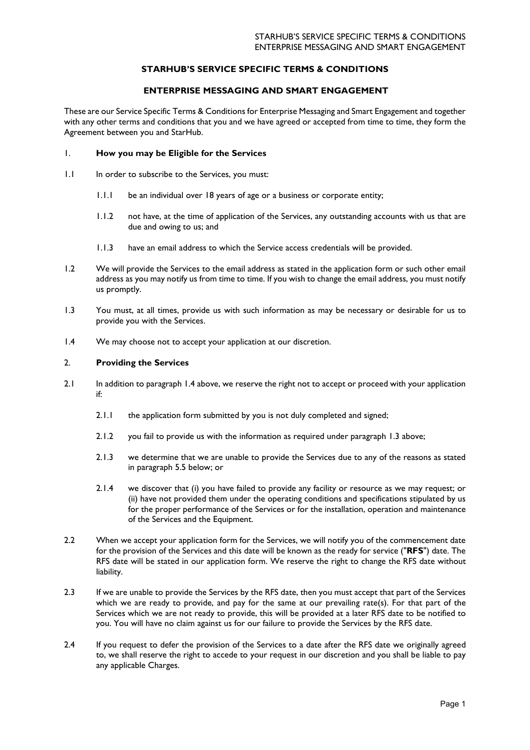# STARHUB'S SERVICE SPECIFIC TERMS & CONDITIONS

## ENTERPRISE MESSAGING AND SMART ENGAGEMENT

These are our Service Specific Terms & Conditions for Enterprise Messaging and Smart Engagement and together with any other terms and conditions that you and we have agreed or accepted from time to time, they form the Agreement between you and StarHub.

### 1. How you may be Eligible for the Services

1.1 In order to subscribe to the Services, you must:

1.1.1 be an individual over 18 years of age or a business or corporate entity;

1.1.2 not have, at the time of application of the Services, any outstanding accounts with us that are due and owing to us; and

1.1.3 have an email address to which the Service access credentials will be provided.

1.2 We will provide the Services to the email address as stated in the application form or such other email address as you may notify us from time to time. If you wish to change the email address, you must notify us promptly.

1.3 You must, at all times, provide us with such information as may be necessary or desirable for us to provide you with the Services.

1.4 We may choose not to accept your application at our discretion.

### 2. Providing the Services

2.1 In addition to paragraph 1.4 above, we reserve the right not to accept or proceed with your application if:

2.1.1 the application form submitted by you is not duly completed and signed;

2.1.2 you fail to provide us with the information as required under paragraph 1.3 above;

2.1.3 we determine that we are unable to provide the Services due to any of the reasons as stated in paragraph 5.5 below; or

2.1.4 we discover that (i) you have failed to provide any facility or resource as we may request; or (ii) have not provided them under the operating conditions and specifications stipulated by us for the proper performance of the Services or for the installation, operation and maintenance of the Services and the Equipment.

2.2 When we accept your application form for the Services, we will notify you of the commencement date for the provision of the Services and this date will be known as the ready for service ("**RFS**") date. The RFS date will be stated in our application form. We reserve the right to change the RFS date without liability.

2.3 If we are unable to provide the Services by the RFS date, then you must accept that part of the Services which we are ready to provide, and pay for the same at our prevailing rate(s). For that part of the Services which we are not ready to provide, this will be provided at a later RFS date to be notified to you. You will have no claim against us for our failure to provide the Services by the RFS date.

2.4 If you request to defer the provision of the Services to a date after the RFS date we originally agreed to, we shall reserve the right to accede to your request in our discretion and you shall be liable to pay any applicable Charges.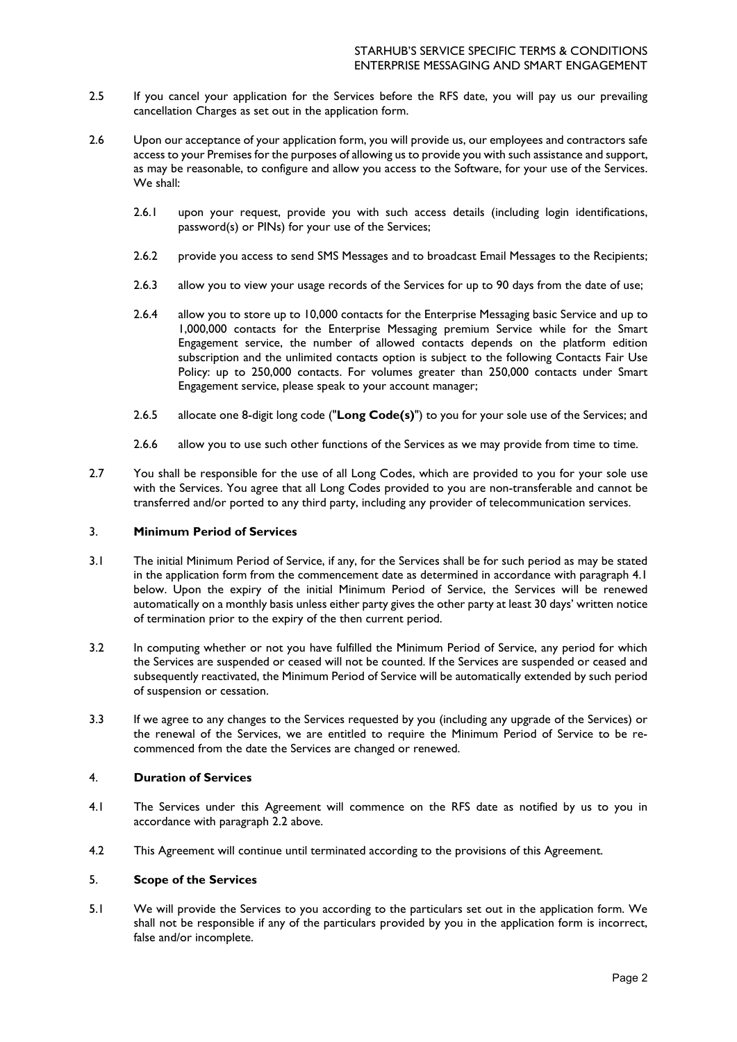2.5 If you cancel your application for the Services before the RFS date, you will pay us our prevailing cancellation Charges as set out in the application form.

2.6 Upon our acceptance of your application form, you will provide us, our employees and contractors safe access to your Premises for the purposes of allowing us to provide you with such assistance and support, as may be reasonable, to configure and allow you access to the Software, for your use of the Services. We shall:

2.6.1 upon your request, provide you with such access details (including login identifications, password(s) or PINs) for your use of the Services;

2.6.2 provide you access to send SMS Messages and to broadcast Email Messages to the Recipients;

2.6.3 allow you to view your usage records of the Services for up to 90 days from the date of use;

2.6.4 allow you to store up to 10,000 contacts for the Enterprise Messaging basic Service and up to 1,000,000 contacts for the Enterprise Messaging premium Service while for the Smart Engagement service, the number of allowed contacts depends on the platform edition subscription and the unlimited contacts option is subject to the following Contacts Fair Use Policy: up to 250,000 contacts. For volumes greater than 250,000 contacts under Smart Engagement service, please speak to your account manager;

2.6.5 allocate one 8-digit long code ("**Long Code(s)**") to you for your sole use of the Services; and

2.6.6 allow you to use such other functions of the Services as we may provide from time to time.

2.7 You shall be responsible for the use of all Long Codes, which are provided to you for your sole use with the Services. You agree that all Long Codes provided to you are non-transferable and cannot be transferred and/or ported to any third party, including any provider of telecommunication services.

## 3. Minimum Period of Services

3.1 The initial Minimum Period of Service, if any, for the Services shall be for such period as may be stated in the application form from the commencement date as determined in accordance with paragraph 4.1 below. Upon the expiry of the initial Minimum Period of Service, the Services will be renewed automatically on a monthly basis unless either party gives the other party at least 30 days' written notice of termination prior to the expiry of the then current period.

3.2 In computing whether or not you have fulfilled the Minimum Period of Service, any period for which the Services are suspended or ceased will not be counted. If the Services are suspended or ceased and subsequently reactivated, the Minimum Period of Service will be automatically extended by such period of suspension or cessation.

3.3 If we agree to any changes to the Services requested by you (including any upgrade of the Services) or the renewal of the Services, we are entitled to require the Minimum Period of Service to be re-commenced from the date the Services are changed or renewed.

## 4. Duration of Services

4.1 The Services under this Agreement will commence on the RFS date as notified by us to you in accordance with paragraph 2.2 above.

4.2 This Agreement will continue until terminated according to the provisions of this Agreement.

## 5. Scope of the Services

5.1 We will provide the Services to you according to the particulars set out in the application form. We shall not be responsible if any of the particulars provided by you in the application form is incorrect, false and/or incomplete.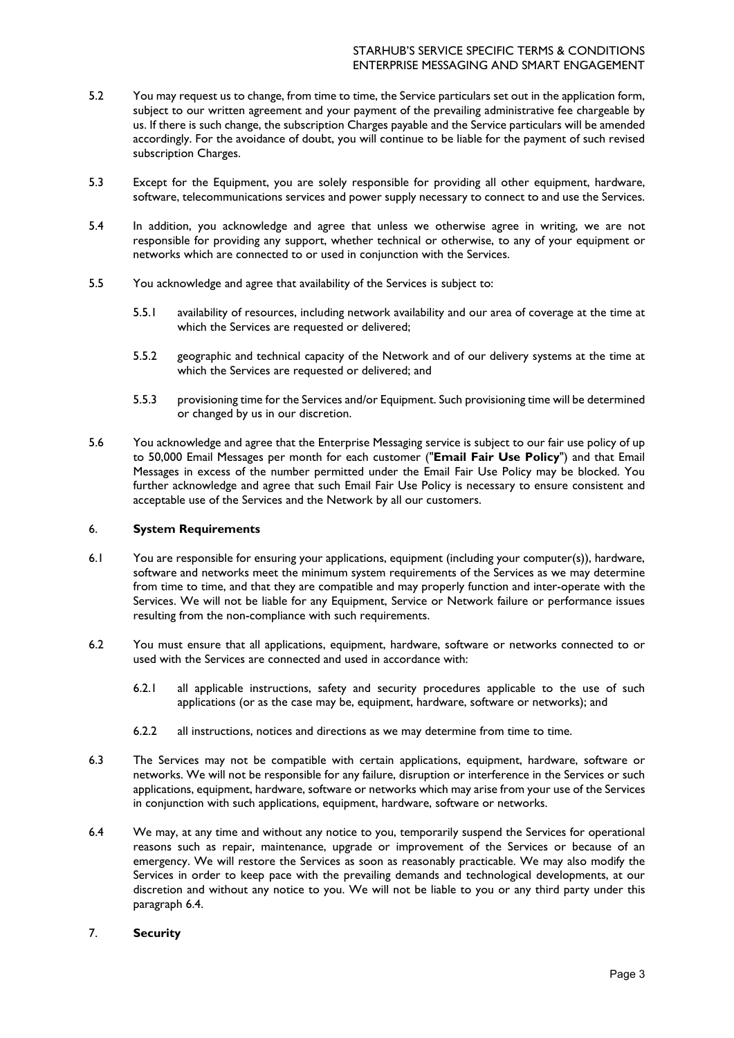5.2 You may request us to change, from time to time, the Service particulars set out in the application form, subject to our written agreement and your payment of the prevailing administrative fee chargeable by us. If there is such change, the subscription Charges payable and the Service particulars will be amended accordingly. For the avoidance of doubt, you will continue to be liable for the payment of such revised subscription Charges.

5.3 Except for the Equipment, you are solely responsible for providing all other equipment, hardware, software, telecommunications services and power supply necessary to connect to and use the Services.

5.4 In addition, you acknowledge and agree that unless we otherwise agree in writing, we are not responsible for providing any support, whether technical or otherwise, to any of your equipment or networks which are connected to or used in conjunction with the Services.

5.5 You acknowledge and agree that availability of the Services is subject to:

5.5.1 availability of resources, including network availability and our area of coverage at the time at which the Services are requested or delivered;

5.5.2 geographic and technical capacity of the Network and of our delivery systems at the time at which the Services are requested or delivered; and

5.5.3 provisioning time for the Services and/or Equipment. Such provisioning time will be determined or changed by us in our discretion.

5.6 You acknowledge and agree that the Enterprise Messaging service is subject to our fair use policy of up to 50,000 Email Messages per month for each customer ("**Email Fair Use Policy**") and that Email Messages in excess of the number permitted under the Email Fair Use Policy may be blocked. You further acknowledge and agree that such Email Fair Use Policy is necessary to ensure consistent and acceptable use of the Services and the Network by all our customers.

## 6. System Requirements

6.1 You are responsible for ensuring your applications, equipment (including your computer(s)), hardware, software and networks meet the minimum system requirements of the Services as we may determine from time to time, and that they are compatible and may properly function and inter-operate with the Services. We will not be liable for any Equipment, Service or Network failure or performance issues resulting from the non-compliance with such requirements.

6.2 You must ensure that all applications, equipment, hardware, software or networks connected to or used with the Services are connected and used in accordance with:

6.2.1 all applicable instructions, safety and security procedures applicable to the use of such applications (or as the case may be, equipment, hardware, software or networks); and

6.2.2 all instructions, notices and directions as we may determine from time to time.

6.3 The Services may not be compatible with certain applications, equipment, hardware, software or networks. We will not be responsible for any failure, disruption or interference in the Services or such applications, equipment, hardware, software or networks which may arise from your use of the Services in conjunction with such applications, equipment, hardware, software or networks.

6.4 We may, at any time and without any notice to you, temporarily suspend the Services for operational reasons such as repair, maintenance, upgrade or improvement of the Services or because of an emergency. We will restore the Services as soon as reasonably practicable. We may also modify the Services in order to keep pace with the prevailing demands and technological developments, at our discretion and without any notice to you. We will not be liable to you or any third party under this paragraph 6.4.

## 7. Security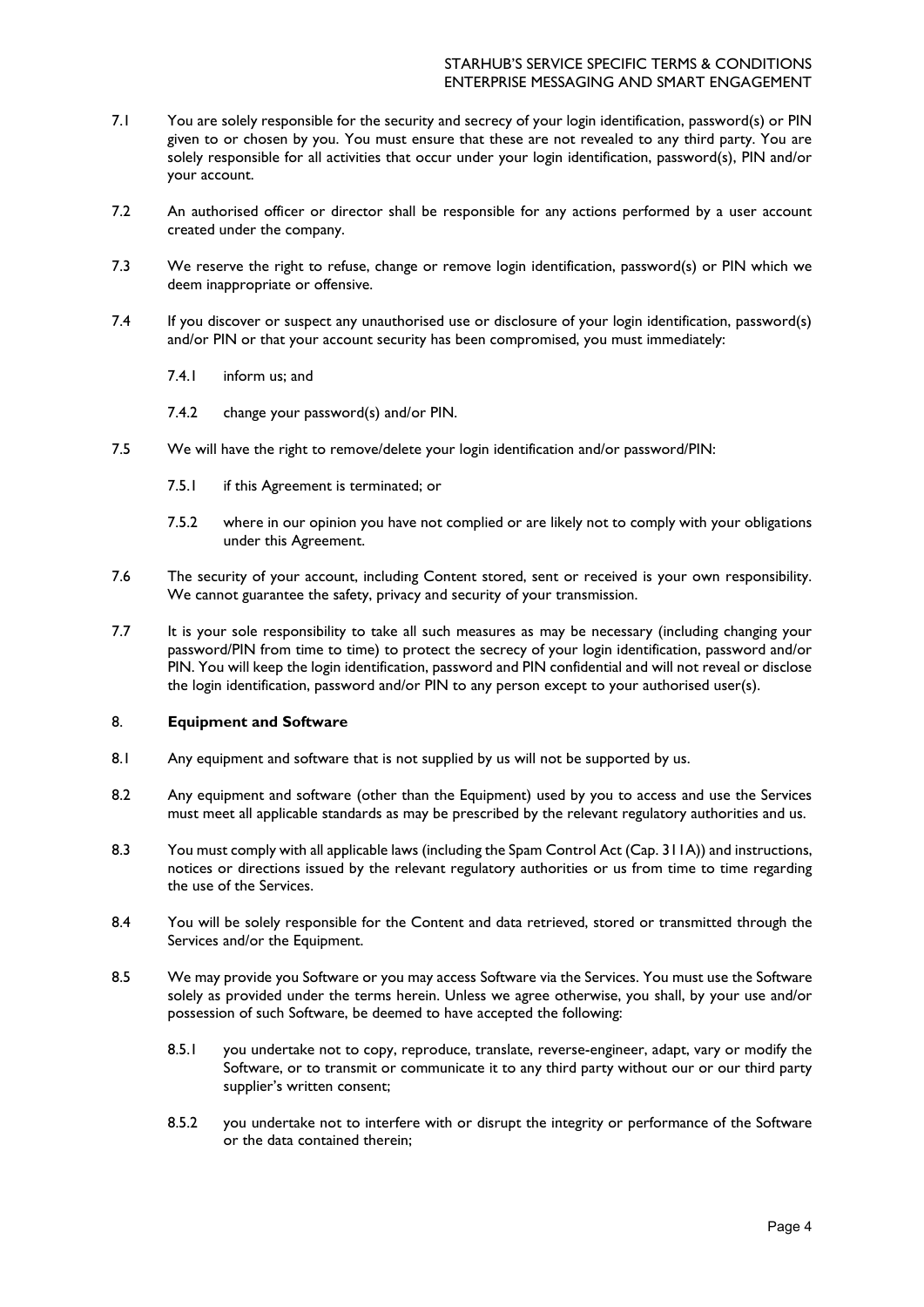7.1 You are solely responsible for the security and secrecy of your login identification, password(s) or PIN given to or chosen by you. You must ensure that these are not revealed to any third party. You are solely responsible for all activities that occur under your login identification, password(s), PIN and/or your account.

7.2 An authorised officer or director shall be responsible for any actions performed by a user account created under the company.

7.3 We reserve the right to refuse, change or remove login identification, password(s) or PIN which we deem inappropriate or offensive.

7.4 If you discover or suspect any unauthorised use or disclosure of your login identification, password(s) and/or PIN or that your account security has been compromised, you must immediately:

7.4.1 inform us; and

7.4.2 change your password(s) and/or PIN.

7.5 We will have the right to remove/delete your login identification and/or password/PIN:

7.5.1 if this Agreement is terminated; or

7.5.2 where in our opinion you have not complied or are likely not to comply with your obligations under this Agreement.

7.6 The security of your account, including Content stored, sent or received is your own responsibility. We cannot guarantee the safety, privacy and security of your transmission.

7.7 It is your sole responsibility to take all such measures as may be necessary (including changing your password/PIN from time to time) to protect the secrecy of your login identification, password and/or PIN. You will keep the login identification, password and PIN confidential and will not reveal or disclose the login identification, password and/or PIN to any person except to your authorised user(s).

## 8. Equipment and Software

8.1 Any equipment and software that is not supplied by us will not be supported by us.

8.2 Any equipment and software (other than the Equipment) used by you to access and use the Services must meet all applicable standards as may be prescribed by the relevant regulatory authorities and us.

8.3 You must comply with all applicable laws (including the Spam Control Act (Cap. 311A)) and instructions, notices or directions issued by the relevant regulatory authorities or us from time to time regarding the use of the Services.

8.4 You will be solely responsible for the Content and data retrieved, stored or transmitted through the Services and/or the Equipment.

8.5 We may provide you Software or you may access Software via the Services. You must use the Software solely as provided under the terms herein. Unless we agree otherwise, you shall, by your use and/or possession of such Software, be deemed to have accepted the following:

8.5.1 you undertake not to copy, reproduce, translate, reverse-engineer, adapt, vary or modify the Software, or to transmit or communicate it to any third party without our or our third party supplier's written consent;

8.5.2 you undertake not to interfere with or disrupt the integrity or performance of the Software or the data contained therein;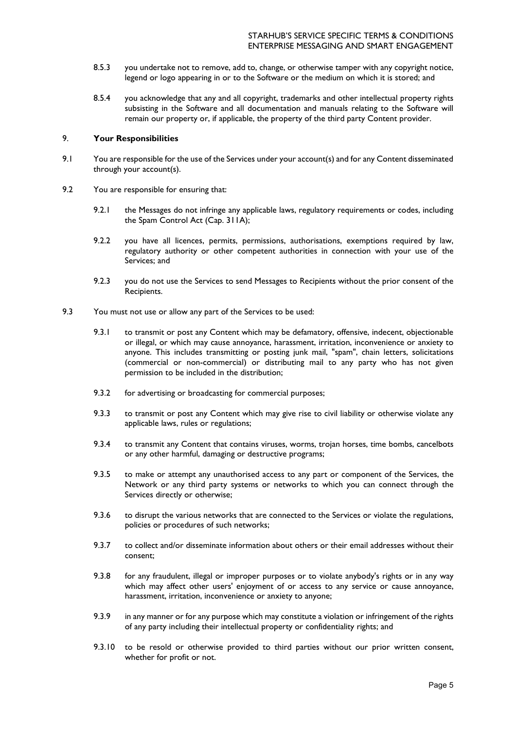8.5.3 you undertake not to remove, add to, change, or otherwise tamper with any copyright notice, legend or logo appearing in or to the Software or the medium on which it is stored; and

8.5.4 you acknowledge that any and all copyright, trademarks and other intellectual property rights subsisting in the Software and all documentation and manuals relating to the Software will remain our property or, if applicable, the property of the third party Content provider.

## 9. **Your Responsibilities**

9.1 You are responsible for the use of the Services under your account(s) and for any Content disseminated through your account(s).

9.2 You are responsible for ensuring that:

9.2.1 the Messages do not infringe any applicable laws, regulatory requirements or codes, including the Spam Control Act (Cap. 311A);

9.2.2 you have all licences, permits, permissions, authorisations, exemptions required by law, regulatory authority or other competent authorities in connection with your use of the Services; and

9.2.3 you do not use the Services to send Messages to Recipients without the prior consent of the Recipients.

9.3 You must not use or allow any part of the Services to be used:

9.3.1 to transmit or post any Content which may be defamatory, offensive, indecent, objectionable or illegal, or which may cause annoyance, harassment, irritation, inconvenience or anxiety to anyone. This includes transmitting or posting junk mail, "spam", chain letters, solicitations (commercial or non-commercial) or distributing mail to any party who has not given permission to be included in the distribution;

9.3.2 for advertising or broadcasting for commercial purposes;

9.3.3 to transmit or post any Content which may give rise to civil liability or otherwise violate any applicable laws, rules or regulations;

9.3.4 to transmit any Content that contains viruses, worms, trojan horses, time bombs, cancelbots or any other harmful, damaging or destructive programs;

9.3.5 to make or attempt any unauthorised access to any part or component of the Services, the Network or any third party systems or networks to which you can connect through the Services directly or otherwise;

9.3.6 to disrupt the various networks that are connected to the Services or violate the regulations, policies or procedures of such networks;

9.3.7 to collect and/or disseminate information about others or their email addresses without their consent;

9.3.8 for any fraudulent, illegal or improper purposes or to violate anybody's rights or in any way which may affect other users' enjoyment of or access to any service or cause annoyance, harassment, irritation, inconvenience or anxiety to anyone;

9.3.9 in any manner or for any purpose which may constitute a violation or infringement of the rights of any party including their intellectual property or confidentiality rights; and

9.3.10 to be resold or otherwise provided to third parties without our prior written consent, whether for profit or not.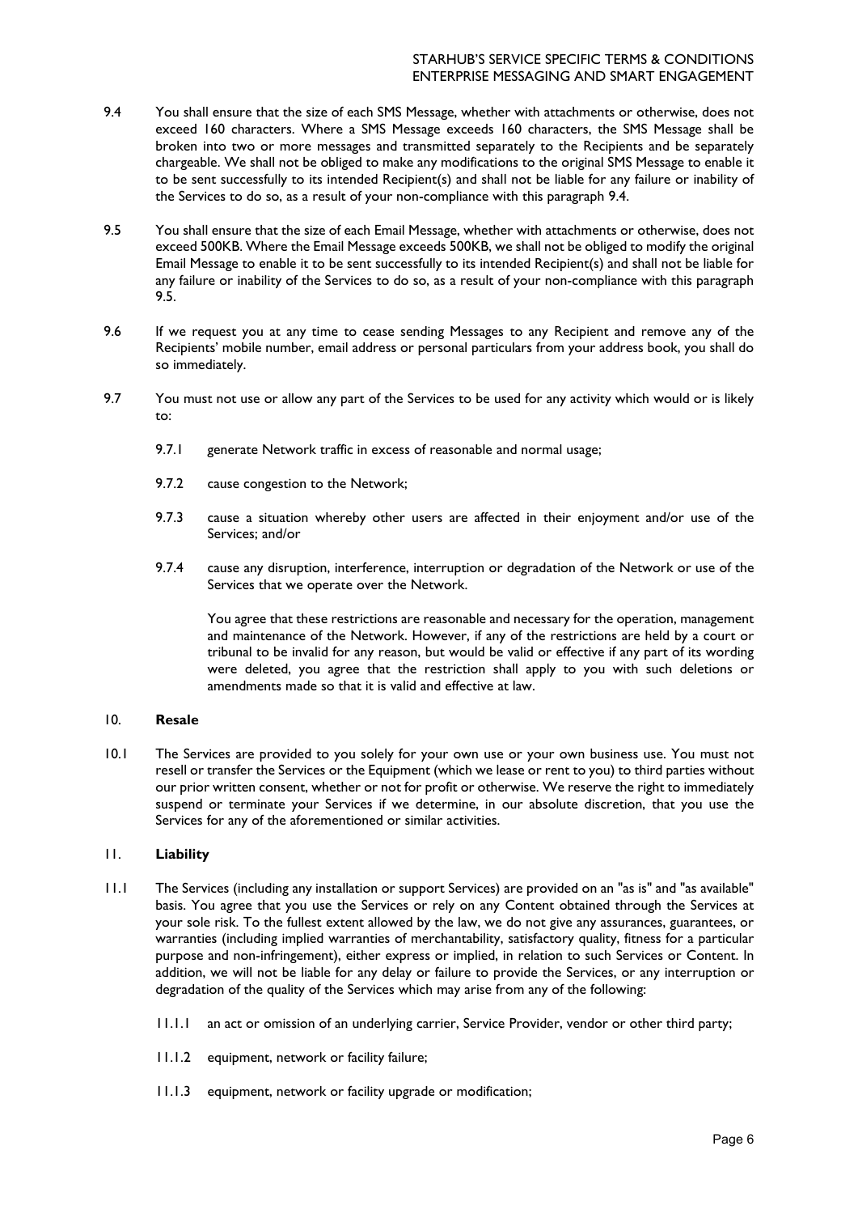9.4 You shall ensure that the size of each SMS Message, whether with attachments or otherwise, does not exceed 160 characters. Where a SMS Message exceeds 160 characters, the SMS Message shall be broken into two or more messages and transmitted separately to the Recipients and be separately chargeable. We shall not be obliged to make any modifications to the original SMS Message to enable it to be sent successfully to its intended Recipient(s) and shall not be liable for any failure or inability of the Services to do so, as a result of your non-compliance with this paragraph 9.4.

9.5 You shall ensure that the size of each Email Message, whether with attachments or otherwise, does not exceed 500KB. Where the Email Message exceeds 500KB, we shall not be obliged to modify the original Email Message to enable it to be sent successfully to its intended Recipient(s) and shall not be liable for any failure or inability of the Services to do so, as a result of your non-compliance with this paragraph 9.5.

9.6 If we request you at any time to cease sending Messages to any Recipient and remove any of the Recipients' mobile number, email address or personal particulars from your address book, you shall do so immediately.

9.7 You must not use or allow any part of the Services to be used for any activity which would or is likely to:

9.7.1 generate Network traffic in excess of reasonable and normal usage;

9.7.2 cause congestion to the Network;

9.7.3 cause a situation whereby other users are affected in their enjoyment and/or use of the Services; and/or

9.7.4 cause any disruption, interference, interruption or degradation of the Network or use of the Services that we operate over the Network.

You agree that these restrictions are reasonable and necessary for the operation, management and maintenance of the Network. However, if any of the restrictions are held by a court or tribunal to be invalid for any reason, but would be valid or effective if any part of its wording were deleted, you agree that the restriction shall apply to you with such deletions or amendments made so that it is valid and effective at law.

## 10. **Resale**

10.1 The Services are provided to you solely for your own use or your own business use. You must not resell or transfer the Services or the Equipment (which we lease or rent to you) to third parties without our prior written consent, whether or not for profit or otherwise. We reserve the right to immediately suspend or terminate your Services if we determine, in our absolute discretion, that you use the Services for any of the aforementioned or similar activities.

## 11. **Liability**

11.1 The Services (including any installation or support Services) are provided on an "as is" and "as available" basis. You agree that you use the Services or rely on any Content obtained through the Services at your sole risk. To the fullest extent allowed by the law, we do not give any assurances, guarantees, or warranties (including implied warranties of merchantability, satisfactory quality, fitness for a particular purpose and non-infringement), either express or implied, in relation to such Services or Content. In addition, we will not be liable for any delay or failure to provide the Services, or any interruption or degradation of the quality of the Services which may arise from any of the following:

11.1.1 an act or omission of an underlying carrier, Service Provider, vendor or other third party;

11.1.2 equipment, network or facility failure;

11.1.3 equipment, network or facility upgrade or modification;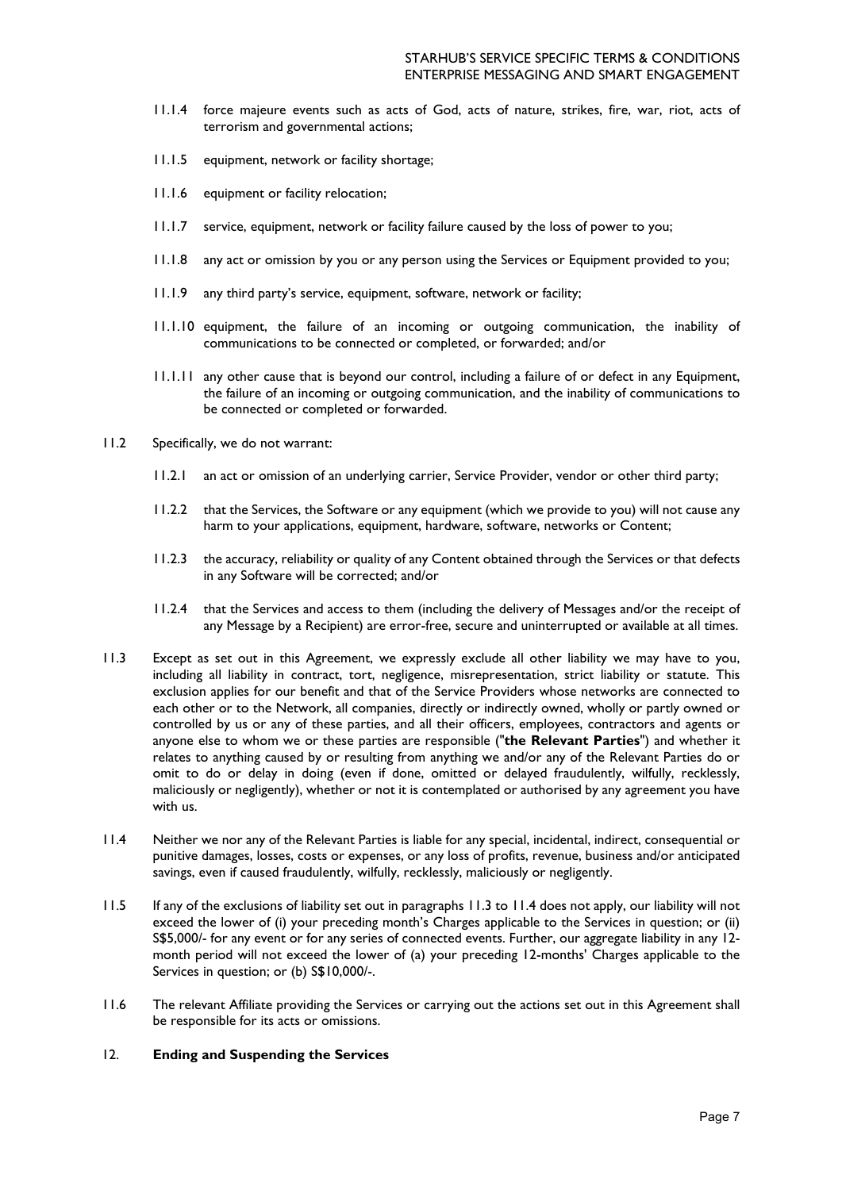11.1.4 force majeure events such as acts of God, acts of nature, strikes, fire, war, riot, acts of terrorism and governmental actions;

11.1.5 equipment, network or facility shortage;

11.1.6 equipment or facility relocation;

11.1.7 service, equipment, network or facility failure caused by the loss of power to you;

11.1.8 any act or omission by you or any person using the Services or Equipment provided to you;

11.1.9 any third party's service, equipment, software, network or facility;

11.1.10 equipment, the failure of an incoming or outgoing communication, the inability of communications to be connected or completed, or forwarded; and/or

11.1.11 any other cause that is beyond our control, including a failure of or defect in any Equipment, the failure of an incoming or outgoing communication, and the inability of communications to be connected or completed or forwarded.

11.2 Specifically, we do not warrant:

11.2.1 an act or omission of an underlying carrier, Service Provider, vendor or other third party;

11.2.2 that the Services, the Software or any equipment (which we provide to you) will not cause any harm to your applications, equipment, hardware, software, networks or Content;

11.2.3 the accuracy, reliability or quality of any Content obtained through the Services or that defects in any Software will be corrected; and/or

11.2.4 that the Services and access to them (including the delivery of Messages and/or the receipt of any Message by a Recipient) are error-free, secure and uninterrupted or available at all times.

11.3 Except as set out in this Agreement, we expressly exclude all other liability we may have to you, including all liability in contract, tort, negligence, misrepresentation, strict liability or statute. This exclusion applies for our benefit and that of the Service Providers whose networks are connected to each other or to the Network, all companies, directly or indirectly owned, wholly or partly owned or controlled by us or any of these parties, and all their officers, employees, contractors and agents or anyone else to whom we or these parties are responsible ("**the Relevant Parties**") and whether it relates to anything caused by or resulting from anything we and/or any of the Relevant Parties do or omit to do or delay in doing (even if done, omitted or delayed fraudulently, wilfully, recklessly, maliciously or negligently), whether or not it is contemplated or authorised by any agreement you have with us.

11.4 Neither we nor any of the Relevant Parties is liable for any special, incidental, indirect, consequential or punitive damages, losses, costs or expenses, or any loss of profits, revenue, business and/or anticipated savings, even if caused fraudulently, wilfully, recklessly, maliciously or negligently.

11.5 If any of the exclusions of liability set out in paragraphs 11.3 to 11.4 does not apply, our liability will not exceed the lower of (i) your preceding month's Charges applicable to the Services in question; or (ii) S$5,000/- for any event or for any series of connected events. Further, our aggregate liability in any 12-month period will not exceed the lower of (a) your preceding 12-months' Charges applicable to the Services in question; or (b) S$10,000/-.

11.6 The relevant Affiliate providing the Services or carrying out the actions set out in this Agreement shall be responsible for its acts or omissions.

## 12. **Ending and Suspending the Services**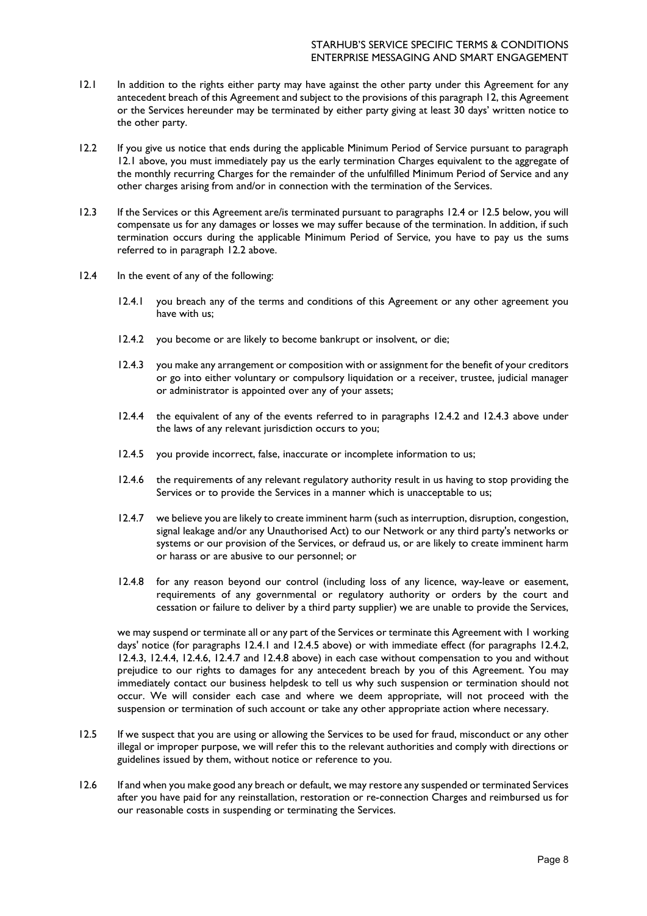12.1 In addition to the rights either party may have against the other party under this Agreement for any antecedent breach of this Agreement and subject to the provisions of this paragraph 12, this Agreement or the Services hereunder may be terminated by either party giving at least 30 days' written notice to the other party.

12.2 If you give us notice that ends during the applicable Minimum Period of Service pursuant to paragraph 12.1 above, you must immediately pay us the early termination Charges equivalent to the aggregate of the monthly recurring Charges for the remainder of the unfulfilled Minimum Period of Service and any other charges arising from and/or in connection with the termination of the Services.

12.3 If the Services or this Agreement are/is terminated pursuant to paragraphs 12.4 or 12.5 below, you will compensate us for any damages or losses we may suffer because of the termination. In addition, if such termination occurs during the applicable Minimum Period of Service, you have to pay us the sums referred to in paragraph 12.2 above.

12.4 In the event of any of the following:

- 12.4.1 you breach any of the terms and conditions of this Agreement or any other agreement you have with us;
- 12.4.2 you become or are likely to become bankrupt or insolvent, or die;
- 12.4.3 you make any arrangement or composition with or assignment for the benefit of your creditors or go into either voluntary or compulsory liquidation or a receiver, trustee, judicial manager or administrator is appointed over any of your assets;
- 12.4.4 the equivalent of any of the events referred to in paragraphs 12.4.2 and 12.4.3 above under the laws of any relevant jurisdiction occurs to you;
- 12.4.5 you provide incorrect, false, inaccurate or incomplete information to us;
- 12.4.6 the requirements of any relevant regulatory authority result in us having to stop providing the Services or to provide the Services in a manner which is unacceptable to us;
- 12.4.7 we believe you are likely to create imminent harm (such as interruption, disruption, congestion, signal leakage and/or any Unauthorised Act) to our Network or any third party's networks or systems or our provision of the Services, or defraud us, or are likely to create imminent harm or harass or are abusive to our personnel; or
- 12.4.8 for any reason beyond our control (including loss of any licence, way-leave or easement, requirements of any governmental or regulatory authority or orders by the court and cessation or failure to deliver by a third party supplier) we are unable to provide the Services,

we may suspend or terminate all or any part of the Services or terminate this Agreement with 1 working days' notice (for paragraphs 12.4.1 and 12.4.5 above) or with immediate effect (for paragraphs 12.4.2, 12.4.3, 12.4.4, 12.4.6, 12.4.7 and 12.4.8 above) in each case without compensation to you and without prejudice to our rights to damages for any antecedent breach by you of this Agreement. You may immediately contact our business helpdesk to tell us why such suspension or termination should not occur. We will consider each case and where we deem appropriate, will not proceed with the suspension or termination of such account or take any other appropriate action where necessary.

12.5 If we suspect that you are using or allowing the Services to be used for fraud, misconduct or any other illegal or improper purpose, we will refer this to the relevant authorities and comply with directions or guidelines issued by them, without notice or reference to you.

12.6 If and when you make good any breach or default, we may restore any suspended or terminated Services after you have paid for any reinstallation, restoration or re-connection Charges and reimbursed us for our reasonable costs in suspending or terminating the Services.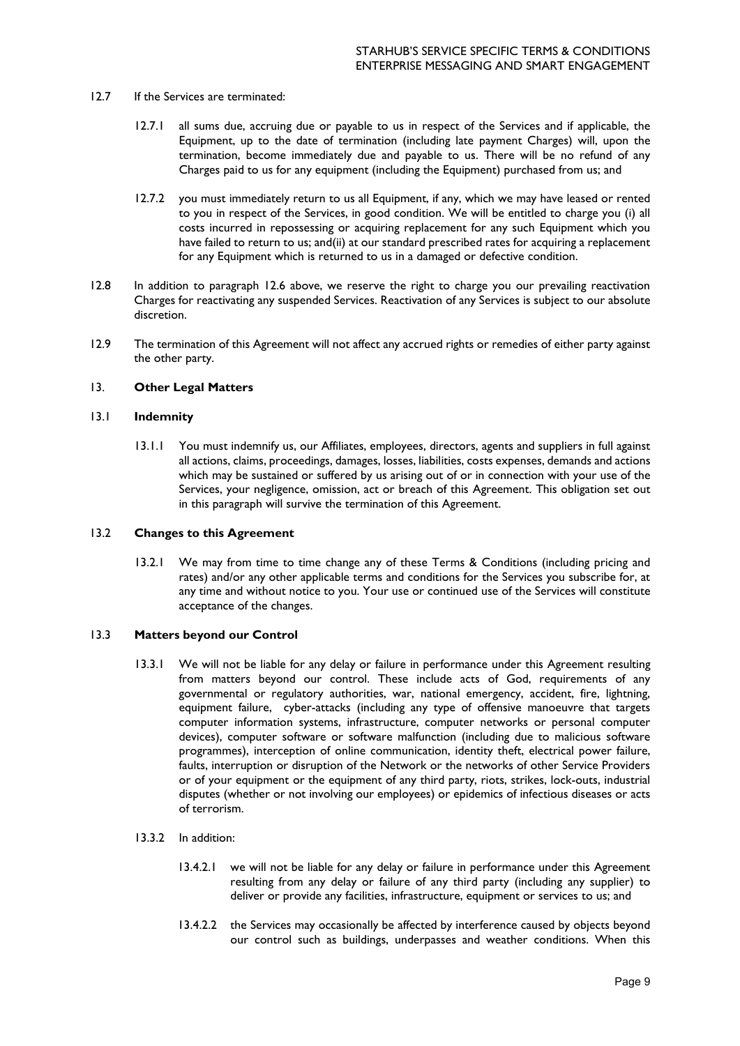12.7 If the Services are terminated:

12.7.1 all sums due, accruing due or payable to us in respect of the Services and if applicable, the Equipment, up to the date of termination (including late payment Charges) will, upon the termination, become immediately due and payable to us. There will be no refund of any Charges paid to us for any equipment (including the Equipment) purchased from us; and

12.7.2 you must immediately return to us all Equipment, if any, which we may have leased or rented to you in respect of the Services, in good condition. We will be entitled to charge you (i) all costs incurred in repossessing or acquiring replacement for any such Equipment which you have failed to return to us; and(ii) at our standard prescribed rates for acquiring a replacement for any Equipment which is returned to us in a damaged or defective condition.

12.8 In addition to paragraph 12.6 above, we reserve the right to charge you our prevailing reactivation Charges for reactivating any suspended Services. Reactivation of any Services is subject to our absolute discretion.

12.9 The termination of this Agreement will not affect any accrued rights or remedies of either party against the other party.

## 13. **Other Legal Matters**

### 13.1 **Indemnity**

13.1.1 You must indemnify us, our Affiliates, employees, directors, agents and suppliers in full against all actions, claims, proceedings, damages, losses, liabilities, costs expenses, demands and actions which may be sustained or suffered by us arising out of or in connection with your use of the Services, your negligence, omission, act or breach of this Agreement. This obligation set out in this paragraph will survive the termination of this Agreement.

### 13.2 **Changes to this Agreement**

13.2.1 We may from time to time change any of these Terms & Conditions (including pricing and rates) and/or any other applicable terms and conditions for the Services you subscribe for, at any time and without notice to you. Your use or continued use of the Services will constitute acceptance of the changes.

### 13.3 **Matters beyond our Control**

13.3.1 We will not be liable for any delay or failure in performance under this Agreement resulting from matters beyond our control. These include acts of God, requirements of any governmental or regulatory authorities, war, national emergency, accident, fire, lightning, equipment failure, cyber-attacks (including any type of offensive manoeuvre that targets computer information systems, infrastructure, computer networks or personal computer devices), computer software or software malfunction (including due to malicious software programmes), interception of online communication, identity theft, electrical power failure, faults, interruption or disruption of the Network or the networks of other Service Providers or of your equipment or the equipment of any third party, riots, strikes, lock-outs, industrial disputes (whether or not involving our employees) or epidemics of infectious diseases or acts of terrorism.

13.3.2 In addition:

13.4.2.1 we will not be liable for any delay or failure in performance under this Agreement resulting from any delay or failure of any third party (including any supplier) to deliver or provide any facilities, infrastructure, equipment or services to us; and

13.4.2.2 the Services may occasionally be affected by interference caused by objects beyond our control such as buildings, underpasses and weather conditions. When this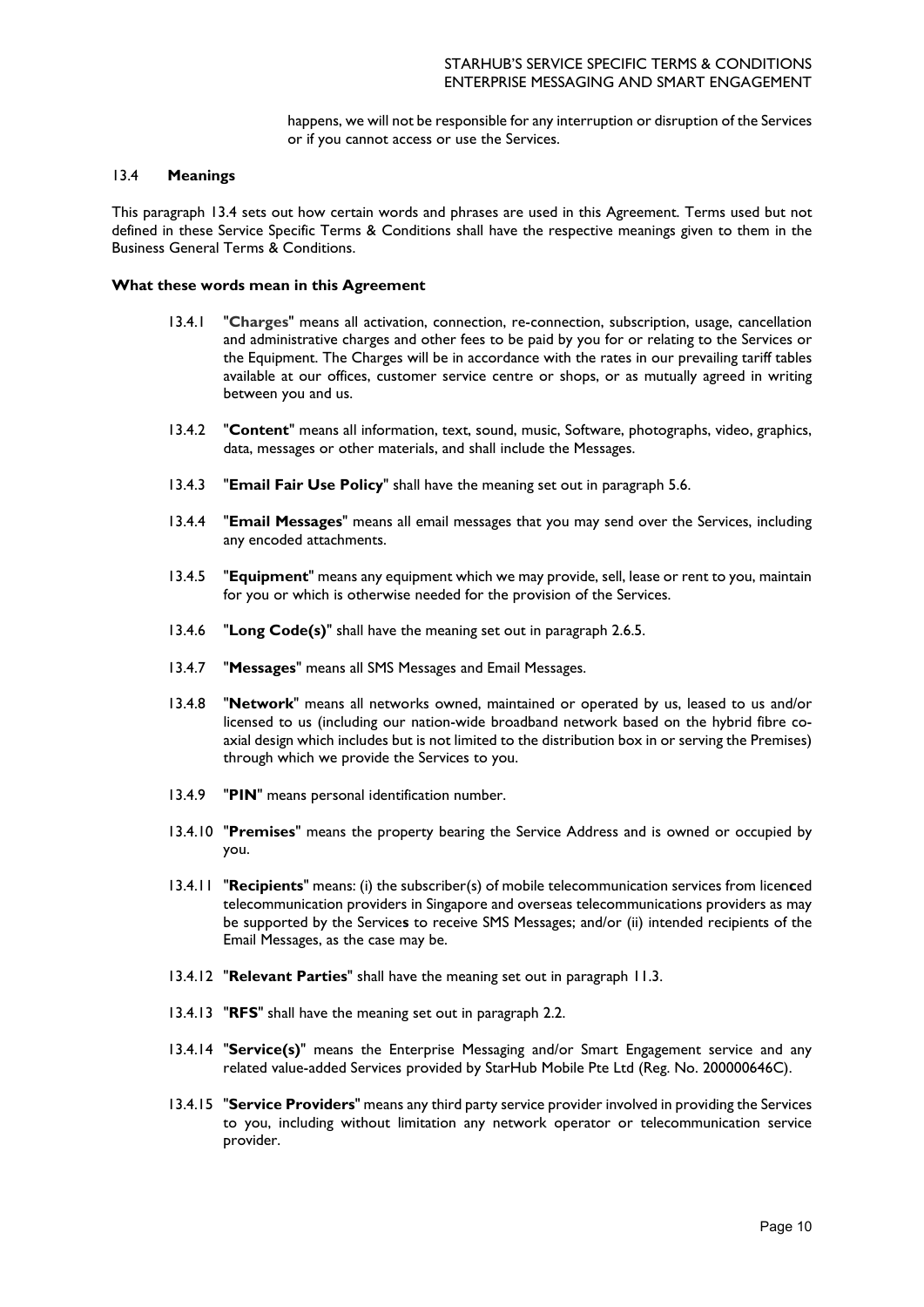happens, we will not be responsible for any interruption or disruption of the Services or if you cannot access or use the Services.

### 13.4 **Meanings**

This paragraph 13.4 sets out how certain words and phrases are used in this Agreement. Terms used but not defined in these Service Specific Terms & Conditions shall have the respective meanings given to them in the Business General Terms & Conditions.

**What these words mean in this Agreement**

13.4.1 "**Charges**" means all activation, connection, re-connection, subscription, usage, cancellation and administrative charges and other fees to be paid by you for or relating to the Services or the Equipment. The Charges will be in accordance with the rates in our prevailing tariff tables available at our offices, customer service centre or shops, or as mutually agreed in writing between you and us.

13.4.2 "**Content**" means all information, text, sound, music, Software, photographs, video, graphics, data, messages or other materials, and shall include the Messages.

13.4.3 "**Email Fair Use Policy**" shall have the meaning set out in paragraph 5.6.

13.4.4 "**Email Messages**" means all email messages that you may send over the Services, including any encoded attachments.

13.4.5 "**Equipment**" means any equipment which we may provide, sell, lease or rent to you, maintain for you or which is otherwise needed for the provision of the Services.

13.4.6 "**Long Code(s)**" shall have the meaning set out in paragraph 2.6.5.

13.4.7 "**Messages**" means all SMS Messages and Email Messages.

13.4.8 "**Network**" means all networks owned, maintained or operated by us, leased to us and/or licensed to us (including our nation-wide broadband network based on the hybrid fibre co-axial design which includes but is not limited to the distribution box in or serving the Premises) through which we provide the Services to you.

13.4.9 "**PIN**" means personal identification number.

13.4.10 "**Premises**" means the property bearing the Service Address and is owned or occupied by you.

13.4.11 "**Recipients**" means: (i) the subscriber(s) of mobile telecommunication services from licen**c**ed telecommunication providers in Singapore and overseas telecommunications providers as may be supported by the Service**s** to receive SMS Messages; and/or (ii) intended recipients of the Email Messages, as the case may be.

13.4.12 "**Relevant Parties**" shall have the meaning set out in paragraph 11.3.

13.4.13 "**RFS**" shall have the meaning set out in paragraph 2.2.

13.4.14 "**Service(s)**" means the Enterprise Messaging and/or Smart Engagement service and any related value-added Services provided by StarHub Mobile Pte Ltd (Reg. No. 200000646C).

13.4.15 "**Service Providers**" means any third party service provider involved in providing the Services to you, including without limitation any network operator or telecommunication service provider.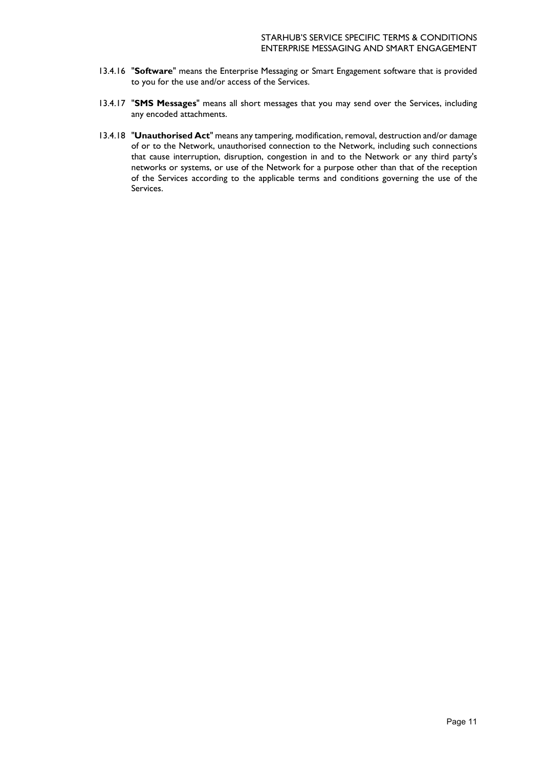13.4.16 "**Software**" means the Enterprise Messaging or Smart Engagement software that is provided to you for the use and/or access of the Services.

13.4.17 "**SMS Messages**" means all short messages that you may send over the Services, including any encoded attachments.

13.4.18 "**Unauthorised Act**" means any tampering, modification, removal, destruction and/or damage of or to the Network, unauthorised connection to the Network, including such connections that cause interruption, disruption, congestion in and to the Network or any third party's networks or systems, or use of the Network for a purpose other than that of the reception of the Services according to the applicable terms and conditions governing the use of the Services.